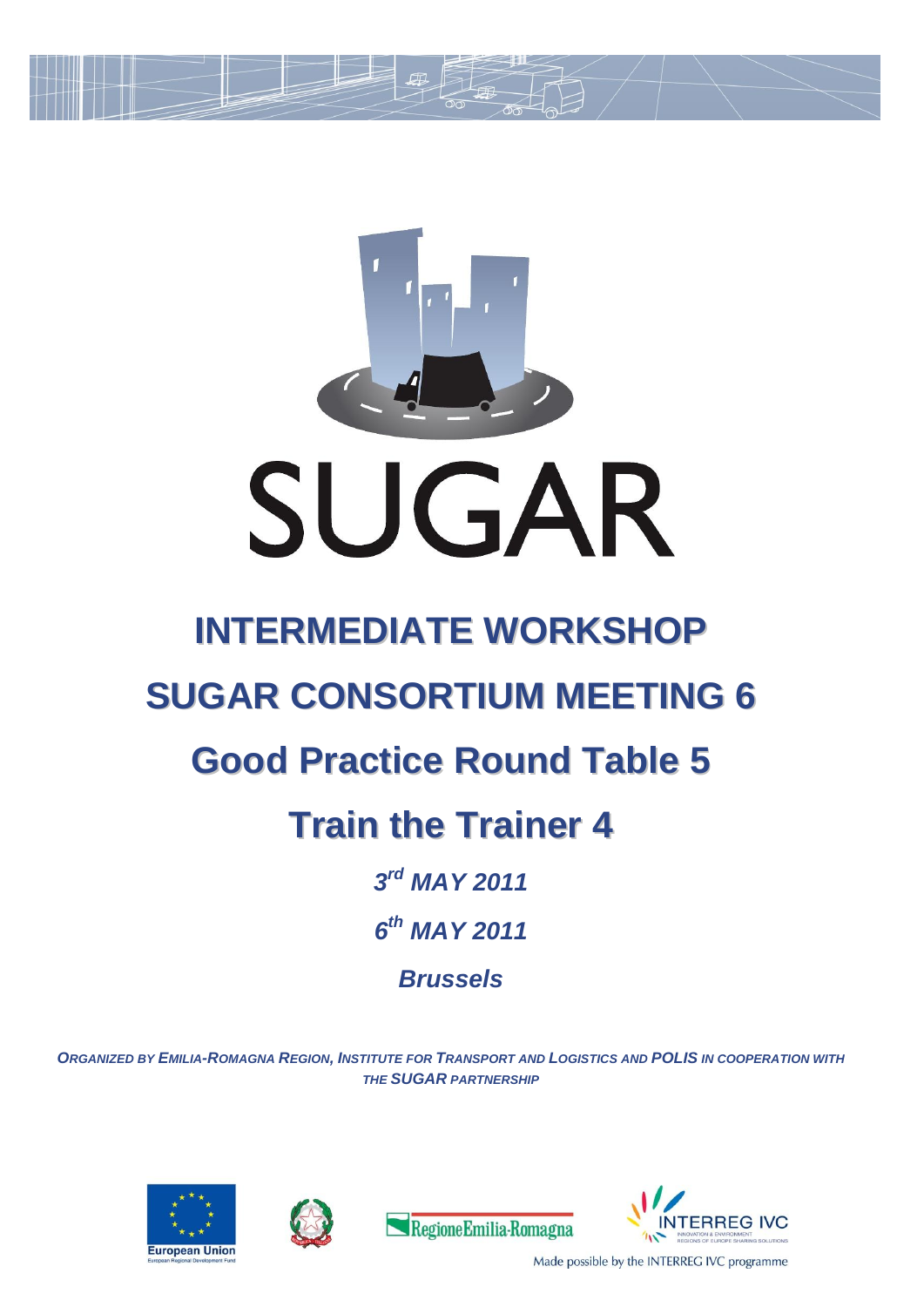# SUGAR

## INTERMEDIATE WORKSHOP

## SUGAR CONSORTIUM MEETING 6

## Good Practice Round Table 5

## Train the Trainer 4

***3rd MAY 2011***

***6th MAY 2011***

***Brussels***

***ORGANIZED BY EMILIA-ROMAGNA REGION, INSTITUTE FOR TRANSPORT AND LOGISTICS AND POLIS IN COOPERATION WITH THE SUGAR PARTNERSHIP***

European Union
European Regional Development Fund

Regione Emilia-Romagna

INTERREG IVC
INNOVATION & ENVIRONMENT
REGIONS OF EUROPE SHARING SOLUTIONS

Made possible by the INTERREG IVC programme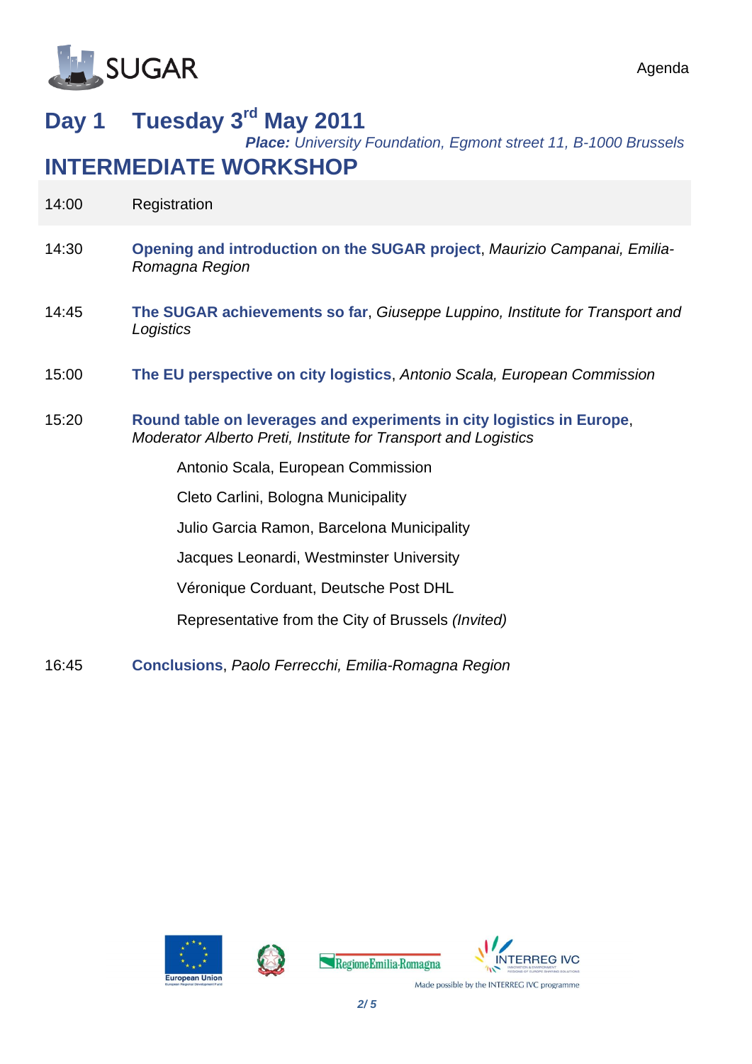# Day 1 Tuesday 3rd May 2011

***Place:** University Foundation, Egmont street 11, B-1000 Brussels*

## INTERMEDIATE WORKSHOP

| | |
|---|---|
| 14:00 | Registration |
| 14:30 | **Opening and introduction on the SUGAR project**, *Maurizio Campanai, Emilia-Romagna Region* |
| 14:45 | **The SUGAR achievements so far**, *Giuseppe Luppino, Institute for Transport and Logistics* |
| 15:00 | **The EU perspective on city logistics**, *Antonio Scala, European Commission* |
| 15:20 | **Round table on leverages and experiments in city logistics in Europe**, *Moderator Alberto Preti, Institute for Transport and Logistics* |
| | Antonio Scala, European Commission |
| | Cleto Carlini, Bologna Municipality |
| | Julio Garcia Ramon, Barcelona Municipality |
| | Jacques Leonardi, Westminster University |
| | Véronique Corduant, Deutsche Post DHL |
| | Representative from the City of Brussels *(Invited)* |
| 16:45 | **Conclusions**, *Paolo Ferrecchi, Emilia-Romagna Region* |

Made possible by the INTERREG IVC programme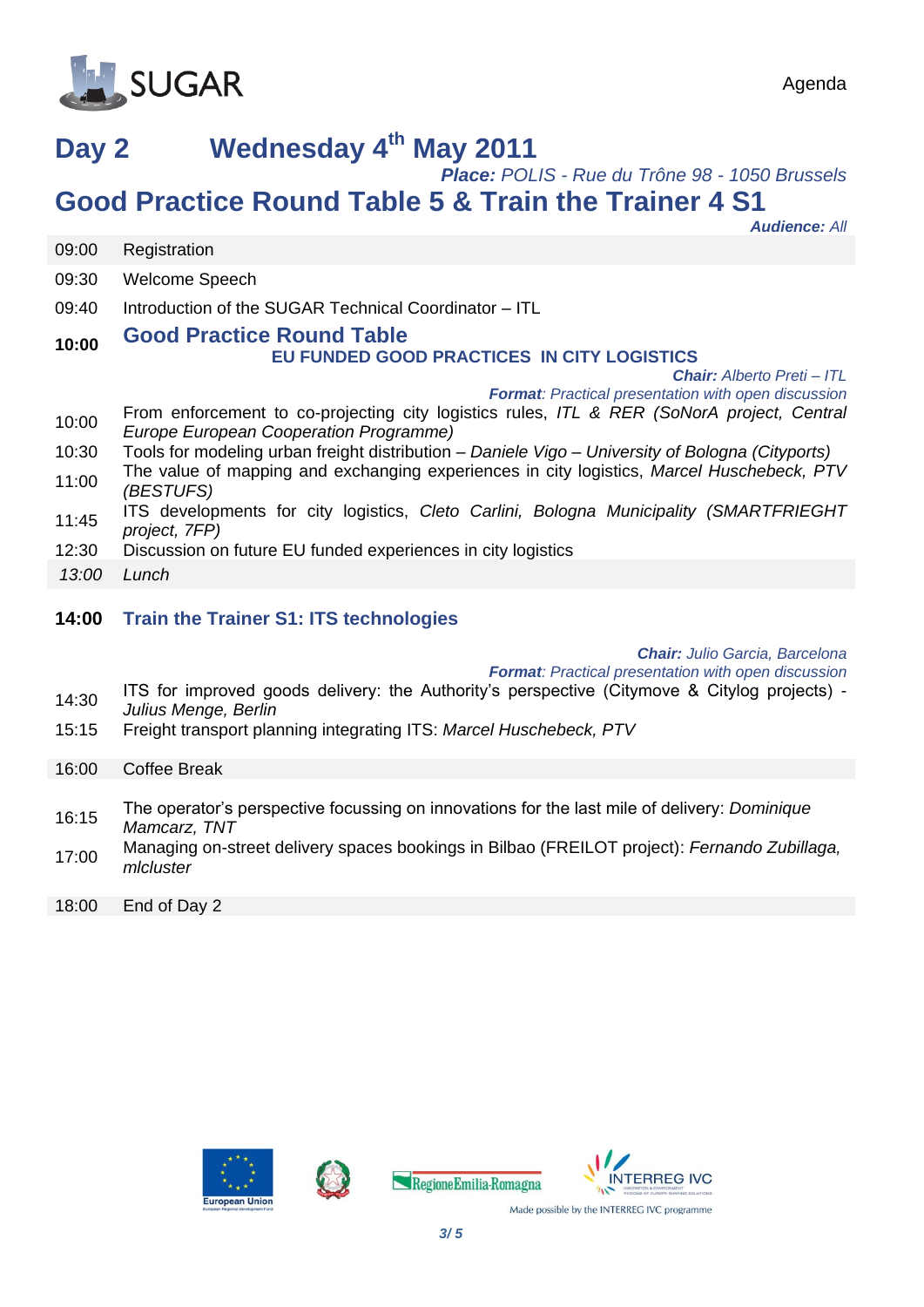# Day 2 Wednesday 4th May 2011

***Place:*** *POLIS - Rue du Trône 98 - 1050 Brussels*

## Good Practice Round Table 5 & Train the Trainer 4 S1

***Audience:*** *All*

| | |
|---|---|
| 09:00 | Registration |
| 09:30 | Welcome Speech |
| 09:40 | Introduction of the SUGAR Technical Coordinator – ITL |
| **10:00** | **Good Practice Round Table** |
| | **EU FUNDED GOOD PRACTICES IN CITY LOGISTICS** |
| | ***Chair:*** *Alberto Preti – ITL* |
| | ***Format****: Practical presentation with open discussion* |
| 10:00 | From enforcement to co-projecting city logistics rules, *ITL & RER (SoNorA project, Central Europe European Cooperation Programme)* |
| 10:30 | Tools for modeling urban freight distribution – *Daniele Vigo – University of Bologna (Cityports)* |
| 11:00 | The value of mapping and exchanging experiences in city logistics, *Marcel Huschebeck, PTV (BESTUFS)* |
| 11:45 | ITS developments for city logistics, *Cleto Carlini, Bologna Municipality (SMARTFRIEGHT project, 7FP)* |
| 12:30 | Discussion on future EU funded experiences in city logistics |
| *13:00* | *Lunch* |
| **14:00** | **Train the Trainer S1: ITS technologies** |
| | ***Chair:*** *Julio Garcia, Barcelona* |
| | ***Format****: Practical presentation with open discussion* |
| 14:30 | ITS for improved goods delivery: the Authority's perspective (Citymove & Citylog projects) - *Julius Menge, Berlin* |
| 15:15 | Freight transport planning integrating ITS: *Marcel Huschebeck, PTV* |
| 16:00 | Coffee Break |
| 16:15 | The operator's perspective focussing on innovations for the last mile of delivery: *Dominique Mamcarz, TNT* |
| 17:00 | Managing on-street delivery spaces bookings in Bilbao (FREILOT project): *Fernando Zubillaga, mlcluster* |
| 18:00 | End of Day 2 |

Made possible by the INTERREG IVC programme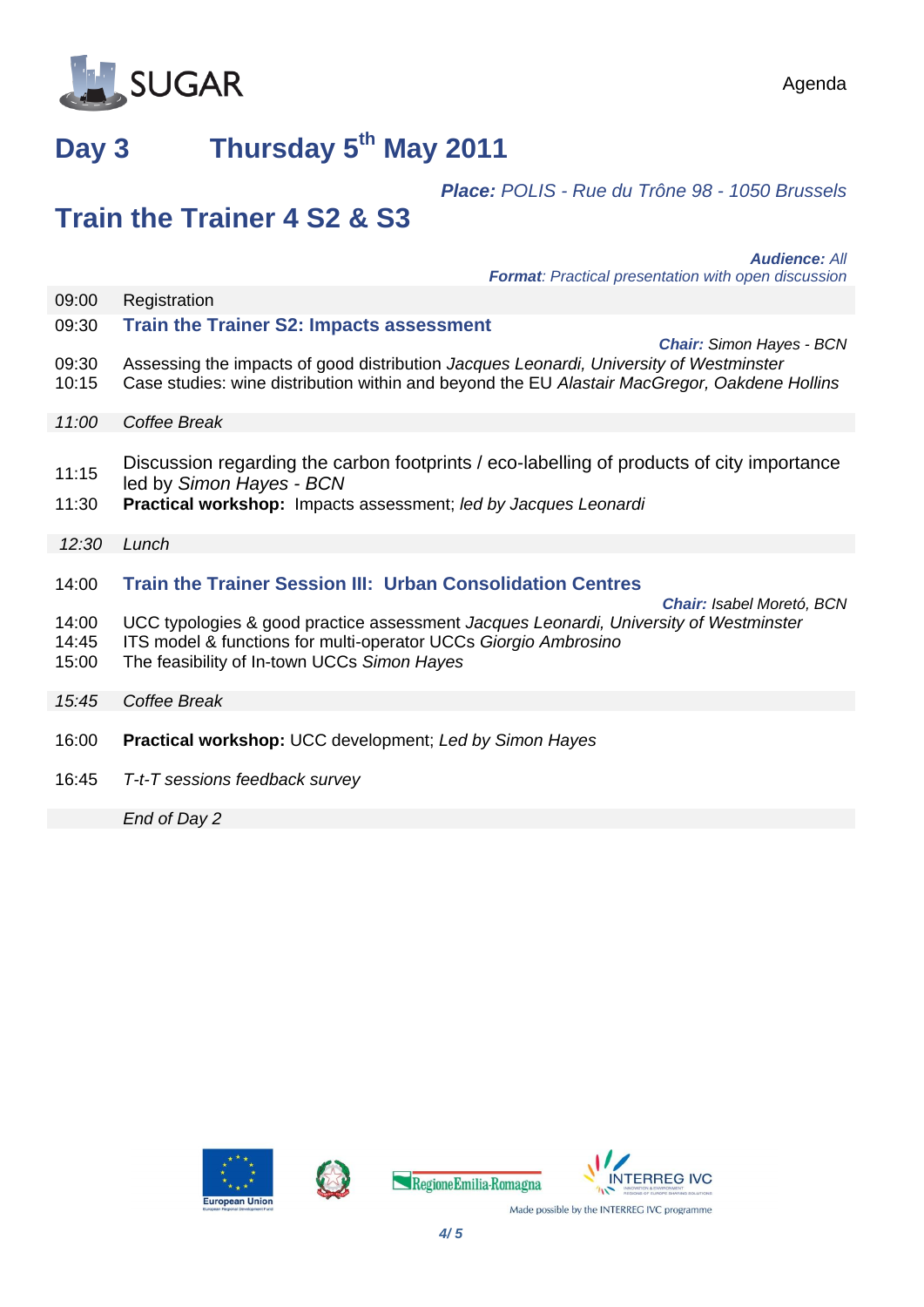SUGAR

Agenda

# Day 3 Thursday 5th May 2011

***Place:*** *POLIS - Rue du Trône 98 - 1050 Brussels*

## Train the Trainer 4 S2 & S3

***Audience:*** *All*
***Format****: Practical presentation with open discussion*

| | |
|---|---|
| 09:00 | Registration |
| 09:30 | **Train the Trainer S2: Impacts assessment** |
| | ***Chair:*** *Simon Hayes - BCN* |
| 09:30 | Assessing the impacts of good distribution *Jacques Leonardi, University of Westminster* |
| 10:15 | Case studies: wine distribution within and beyond the EU *Alastair MacGregor, Oakdene Hollins* |
| *11:00* | *Coffee Break* |
| 11:15 | Discussion regarding the carbon footprints / eco-labelling of products of city importance led by *Simon Hayes - BCN* |
| 11:30 | **Practical workshop:** Impacts assessment; *led by Jacques Leonardi* |
| *12:30* | *Lunch* |
| 14:00 | **Train the Trainer Session III: Urban Consolidation Centres** |
| | ***Chair:*** *Isabel Moretó, BCN* |
| 14:00 | UCC typologies & good practice assessment *Jacques Leonardi, University of Westminster* |
| 14:45 | ITS model & functions for multi-operator UCCs *Giorgio Ambrosino* |
| 15:00 | The feasibility of In-town UCCs *Simon Hayes* |
| *15:45* | *Coffee Break* |
| 16:00 | **Practical workshop:** UCC development; *Led by Simon Hayes* |
| 16:45 | *T-t-T sessions feedback survey* |
| | *End of Day 2* |

European Union

RegioneEmilia-Romagna

INTERREG IVC

Made possible by the INTERREG IVC programme